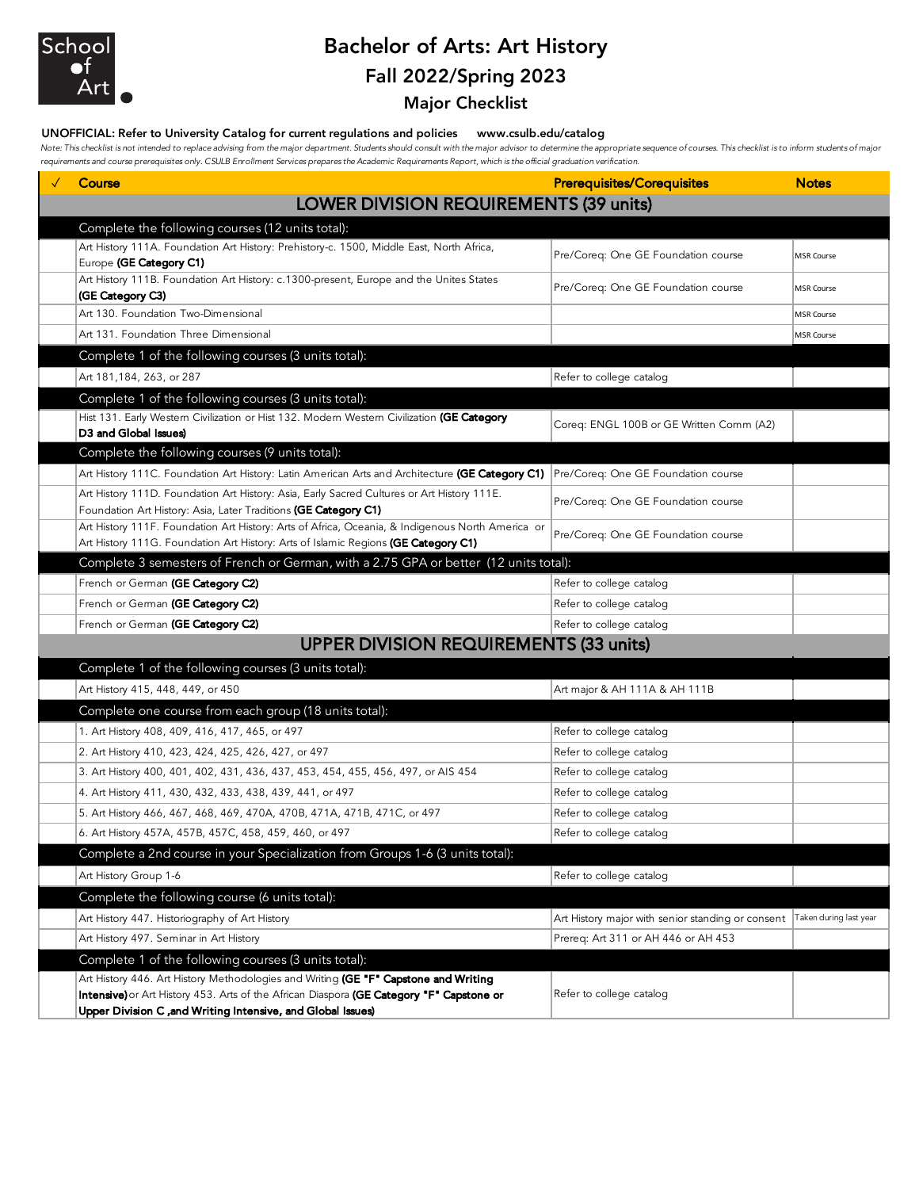School of Art

# Bachelor of Arts: Art History

## Fall 2022/Spring 2023

### Major Checklist

**UNOFFICIAL: Refer to University Catalog for current regulations and policies www.csulb.edu/catalog**

*Note: This checklist is not intended to replace advising from the major department. Students should consult with the major advisor to determine the appropriate sequence of courses. This checklist is to inform students of major requirements and course prerequisites only. CSULB Enrollment Services prepares the Academic Requirements Report, which is the official graduation verification.*

| ✓ | Course | Prerequisites/Corequisites | Notes |
|---|---|---|---|
| | **LOWER DIVISION REQUIREMENTS (39 units)** | | |
| | Complete the following courses (12 units total): | | |
| | Art History 111A. Foundation Art History: Prehistory-c. 1500, Middle East, North Africa, Europe **(GE Category C1)** | Pre/Coreq: One GE Foundation course | MSR Course |
| | Art History 111B. Foundation Art History: c.1300-present, Europe and the Unites States **(GE Category C3)** | Pre/Coreq: One GE Foundation course | MSR Course |
| | Art 130. Foundation Two-Dimensional | | MSR Course |
| | Art 131. Foundation Three Dimensional | | MSR Course |
| | Complete 1 of the following courses (3 units total): | | |
| | Art 181,184, 263, or 287 | Refer to college catalog | |
| | Complete 1 of the following courses (3 units total): | | |
| | Hist 131. Early Western Civilization or Hist 132. Modern Western Civilization **(GE Category D3 and Global Issues)** | Coreq: ENGL 100B or GE Written Comm (A2) | |
| | Complete the following courses (9 units total): | | |
| | Art History 111C. Foundation Art History: Latin American Arts and Architecture **(GE Category C1)** | Pre/Coreq: One GE Foundation course | |
| | Art History 111D. Foundation Art History: Asia, Early Sacred Cultures or Art History 111E. Foundation Art History: Asia, Later Traditions **(GE Category C1)** | Pre/Coreq: One GE Foundation course | |
| | Art History 111F. Foundation Art History: Arts of Africa, Oceania, & Indigenous North America or Art History 111G. Foundation Art History: Arts of Islamic Regions **(GE Category C1)** | Pre/Coreq: One GE Foundation course | |
| | Complete 3 semesters of French or German, with a 2.75 GPA or better (12 units total): | | |
| | French or German **(GE Category C2)** | Refer to college catalog | |
| | French or German **(GE Category C2)** | Refer to college catalog | |
| | French or German **(GE Category C2)** | Refer to college catalog | |
| | **UPPER DIVISION REQUIREMENTS (33 units)** | | |
| | Complete 1 of the following courses (3 units total): | | |
| | Art History 415, 448, 449, or 450 | Art major & AH 111A & AH 111B | |
| | Complete one course from each group (18 units total): | | |
| | 1. Art History 408, 409, 416, 417, 465, or 497 | Refer to college catalog | |
| | 2. Art History 410, 423, 424, 425, 426, 427, or 497 | Refer to college catalog | |
| | 3. Art History 400, 401, 402, 431, 436, 437, 453, 454, 455, 456, 497, or AIS 454 | Refer to college catalog | |
| | 4. Art History 411, 430, 432, 433, 438, 439, 441, or 497 | Refer to college catalog | |
| | 5. Art History 466, 467, 468, 469, 470A, 470B, 471A, 471B, 471C, or 497 | Refer to college catalog | |
| | 6. Art History 457A, 457B, 457C, 458, 459, 460, or 497 | Refer to college catalog | |
| | Complete a 2nd course in your Specialization from Groups 1-6 (3 units total): | | |
| | Art History Group 1-6 | Refer to college catalog | |
| | Complete the following course (6 units total): | | |
| | Art History 447. Historiography of Art History | Art History major with senior standing or consent | Taken during last year |
| | Art History 497. Seminar in Art History | Prereq: Art 311 or AH 446 or AH 453 | |
| | Complete 1 of the following courses (3 units total): | | |
| | Art History 446. Art History Methodologies and Writing **(GE "F" Capstone and Writing Intensive)** or Art History 453. Arts of the African Diaspora **(GE Category "F" Capstone or Upper Division C ,and Writing Intensive, and Global Issues)** | Refer to college catalog | |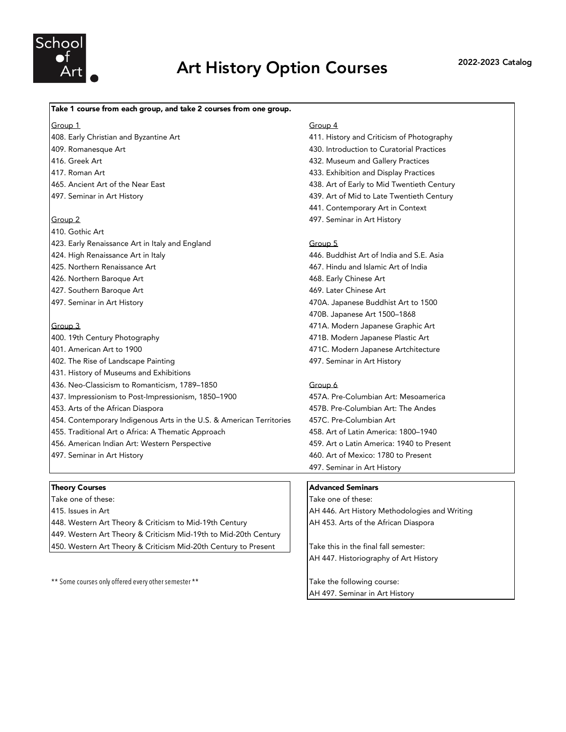School of Art

# Art History Option Courses

2022-2023 Catalog

**Take 1 course from each group, and take 2 courses from one group.**

Group 1

408. Early Christian and Byzantine Art
409. Romanesque Art
416. Greek Art
417. Roman Art
465. Ancient Art of the Near East
497. Seminar in Art History

Group 2

410. Gothic Art
423. Early Renaissance Art in Italy and England
424. High Renaissance Art in Italy
425. Northern Renaissance Art
426. Northern Baroque Art
427. Southern Baroque Art
497. Seminar in Art History

Group 3

400. 19th Century Photography
401. American Art to 1900
402. The Rise of Landscape Painting
431. History of Museums and Exhibitions
436. Neo-Classicism to Romanticism, 1789–1850
437. Impressionism to Post-Impressionism, 1850–1900
453. Arts of the African Diaspora
454. Contemporary Indigenous Arts in the U.S. & American Territories
455. Traditional Art o Africa: A Thematic Approach
456. American Indian Art: Western Perspective
497. Seminar in Art History

Group 4

411. History and Criticism of Photography
430. Introduction to Curatorial Practices
432. Museum and Gallery Practices
433. Exhibition and Display Practices
438. Art of Early to Mid Twentieth Century
439. Art of Mid to Late Twentieth Century
441. Contemporary Art in Context
497. Seminar in Art History

Group 5

446. Buddhist Art of India and S.E. Asia
467. Hindu and Islamic Art of India
468. Early Chinese Art
469. Later Chinese Art

470A. Japanese Buddhist Art to 1500

470B. Japanese Art 1500–1868

471A. Modern Japanese Graphic Art

471B. Modern Japanese Plastic Art

471C. Modern Japanese Artchitecture

497. Seminar in Art History

Group 6

457A. Pre-Columbian Art: Mesoamerica

457B. Pre-Columbian Art: The Andes

457C. Pre-Columbian Art

458. Art of Latin America: 1800–1940
459. Art o Latin America: 1940 to Present
460. Art of Mexico: 1780 to Present
497. Seminar in Art History

**Theory Courses**

Take one of these:

415. Issues in Art
448. Western Art Theory & Criticism to Mid-19th Century
449. Western Art Theory & Criticism Mid-19th to Mid-20th Century
450. Western Art Theory & Criticism Mid-20th Century to Present

**Advanced Seminars**

Take one of these:

AH 446. Art History Methodologies and Writing

AH 453. Arts of the African Diaspora

Take this in the final fall semester:

AH 447. Historiography of Art History

Take the following course:

AH 497. Seminar in Art History

** Some courses only offered every other semester **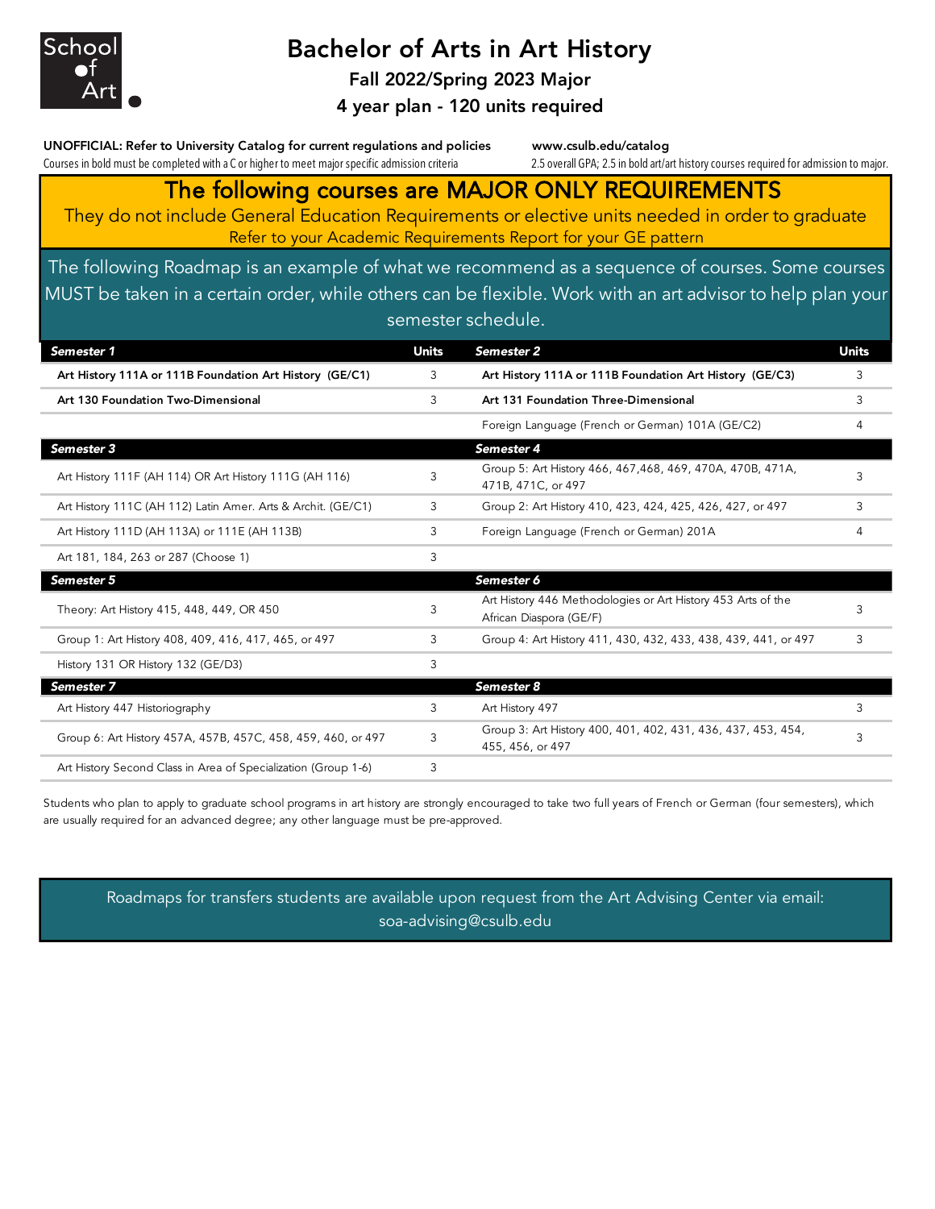# Bachelor of Arts in Art History

## Fall 2022/Spring 2023 Major

## 4 year plan - 120 units required

**UNOFFICIAL: Refer to University Catalog for current regulations and policies**

Courses in bold must be completed with a C or higher to meet major specific admission criteria

**www.csulb.edu/catalog**

2.5 overall GPA; 2.5 in bold art/art history courses required for admission to major.

## The following courses are MAJOR ONLY REQUIREMENTS

They do not include General Education Requirements or elective units needed in order to graduate

Refer to your Academic Requirements Report for your GE pattern

The following Roadmap is an example of what we recommend as a sequence of courses. Some courses MUST be taken in a certain order, while others can be flexible. Work with an art advisor to help plan your semester schedule.

| ***Semester 1*** | **Units** | ***Semester 2*** | **Units** |
|---|---|---|---|
| **Art History 111A or 111B Foundation Art History (GE/C1)** | 3 | **Art History 111A or 111B Foundation Art History (GE/C3)** | 3 |
| **Art 130 Foundation Two-Dimensional** | 3 | **Art 131 Foundation Three-Dimensional** | 3 |
| | | Foreign Language (French or German) 101A (GE/C2) | 4 |
| ***Semester 3*** | | ***Semester 4*** | |
| Art History 111F (AH 114) OR Art History 111G (AH 116) | 3 | Group 5: Art History 466, 467,468, 469, 470A, 470B, 471A, 471B, 471C, or 497 | 3 |
| Art History 111C (AH 112) Latin Amer. Arts & Archit. (GE/C1) | 3 | Group 2: Art History 410, 423, 424, 425, 426, 427, or 497 | 3 |
| Art History 111D (AH 113A) or 111E (AH 113B) | 3 | Foreign Language (French or German) 201A | 4 |
| Art 181, 184, 263 or 287 (Choose 1) | 3 | | |
| ***Semester 5*** | | ***Semester 6*** | |
| Theory: Art History 415, 448, 449, OR 450 | 3 | Art History 446 Methodologies or Art History 453 Arts of the African Diaspora (GE/F) | 3 |
| Group 1: Art History 408, 409, 416, 417, 465, or 497 | 3 | Group 4: Art History 411, 430, 432, 433, 438, 439, 441, or 497 | 3 |
| History 131 OR History 132 (GE/D3) | 3 | | |
| ***Semester 7*** | | ***Semester 8*** | |
| Art History 447 Historiography | 3 | Art History 497 | 3 |
| Group 6: Art History 457A, 457B, 457C, 458, 459, 460, or 497 | 3 | Group 3: Art History 400, 401, 402, 431, 436, 437, 453, 454, 455, 456, or 497 | 3 |
| Art History Second Class in Area of Specialization (Group 1-6) | 3 | | |

Students who plan to apply to graduate school programs in art history are strongly encouraged to take two full years of French or German (four semesters), which are usually required for an advanced degree; any other language must be pre-approved.

Roadmaps for transfers students are available upon request from the Art Advising Center via email: soa-advising@csulb.edu